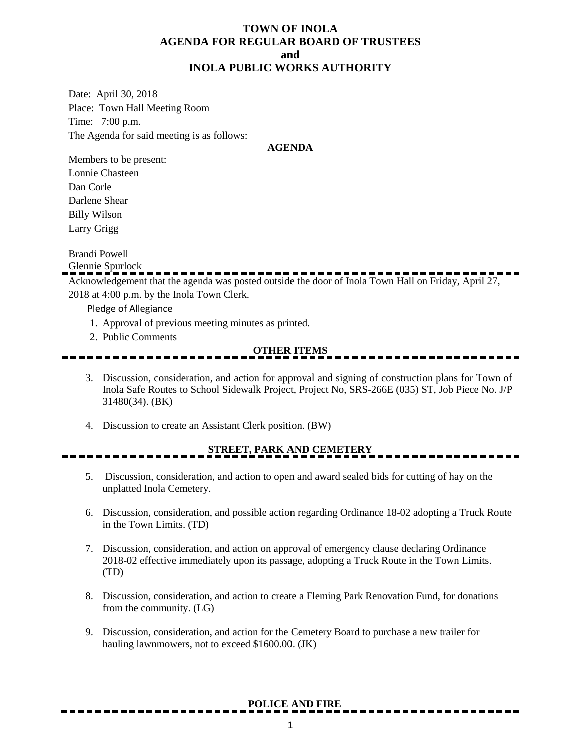# TOWN OF INOLA
## AGENDA FOR REGULAR BOARD OF TRUSTEES
## and
## INOLA PUBLIC WORKS AUTHORITY

Date: April 30, 2018

Place: Town Hall Meeting Room

Time: 7:00 p.m.

The Agenda for said meeting is as follows:

**AGENDA**

Members to be present:

Lonnie Chasteen

Dan Corle

Darlene Shear

Billy Wilson

Larry Grigg

Brandi Powell

Glennie Spurlock

---

Acknowledgement that the agenda was posted outside the door of Inola Town Hall on Friday, April 27, 2018 at 4:00 p.m. by the Inola Town Clerk.

Pledge of Allegiance

1. Approval of previous meeting minutes as printed.
2. Public Comments

**OTHER ITEMS**

---

3. Discussion, consideration, and action for approval and signing of construction plans for Town of Inola Safe Routes to School Sidewalk Project, Project No, SRS-266E (035) ST, Job Piece No. J/P 31480(34). (BK)

4. Discussion to create an Assistant Clerk position. (BW)

**STREET, PARK AND CEMETERY**

---

5. Discussion, consideration, and action to open and award sealed bids for cutting of hay on the unplatted Inola Cemetery.

6. Discussion, consideration, and possible action regarding Ordinance 18-02 adopting a Truck Route in the Town Limits. (TD)

7. Discussion, consideration, and action on approval of emergency clause declaring Ordinance 2018-02 effective immediately upon its passage, adopting a Truck Route in the Town Limits. (TD)

8. Discussion, consideration, and action to create a Fleming Park Renovation Fund, for donations from the community. (LG)

9. Discussion, consideration, and action for the Cemetery Board to purchase a new trailer for hauling lawnmowers, not to exceed $1600.00. (JK)

**POLICE AND FIRE**

---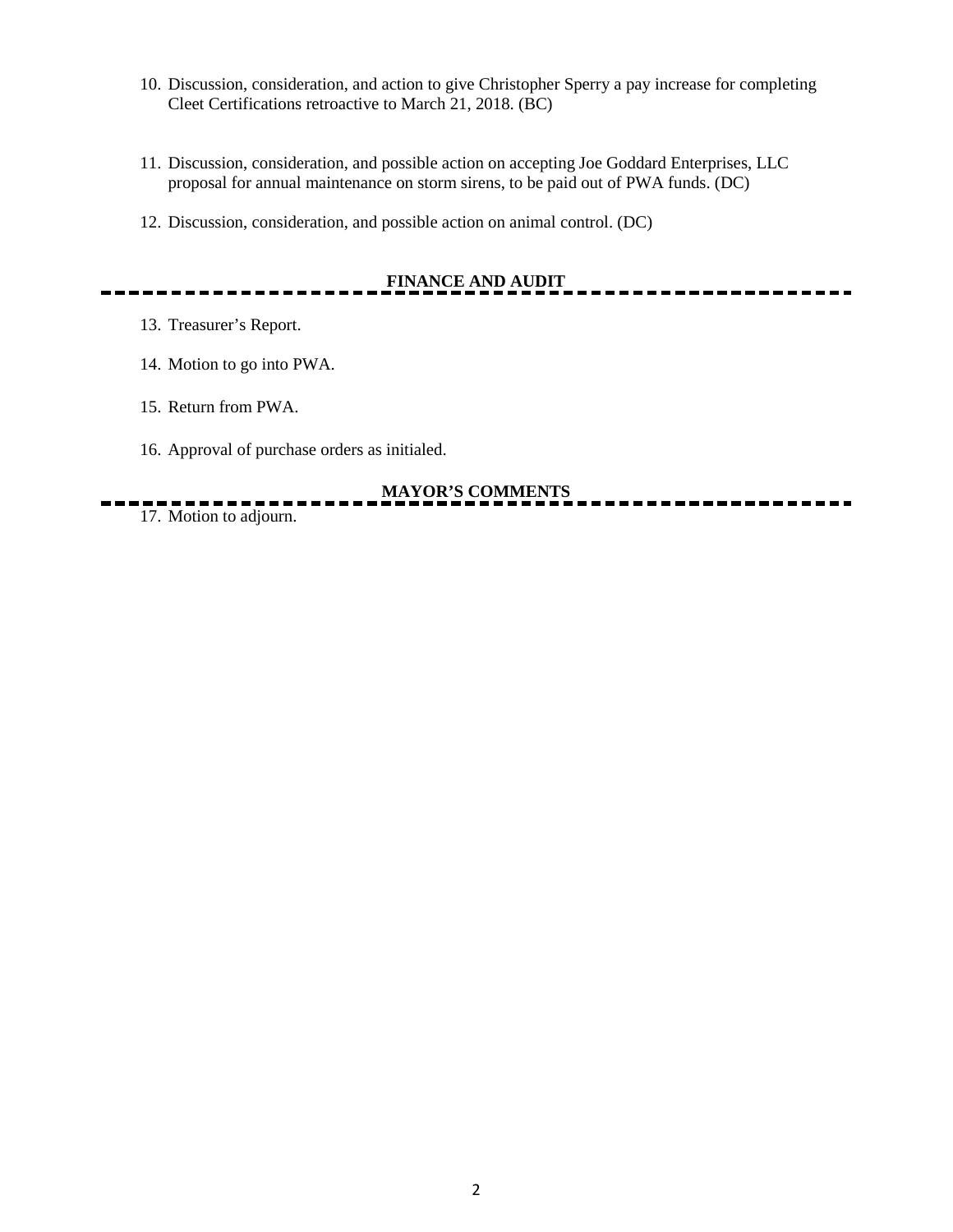10. Discussion, consideration, and action to give Christopher Sperry a pay increase for completing Cleet Certifications retroactive to March 21, 2018. (BC)

11. Discussion, consideration, and possible action on accepting Joe Goddard Enterprises, LLC proposal for annual maintenance on storm sirens, to be paid out of PWA funds. (DC)

12. Discussion, consideration, and possible action on animal control. (DC)

## FINANCE AND AUDIT

13. Treasurer's Report.

14. Motion to go into PWA.

15. Return from PWA.

16. Approval of purchase orders as initialed.

## MAYOR'S COMMENTS

17. Motion to adjourn.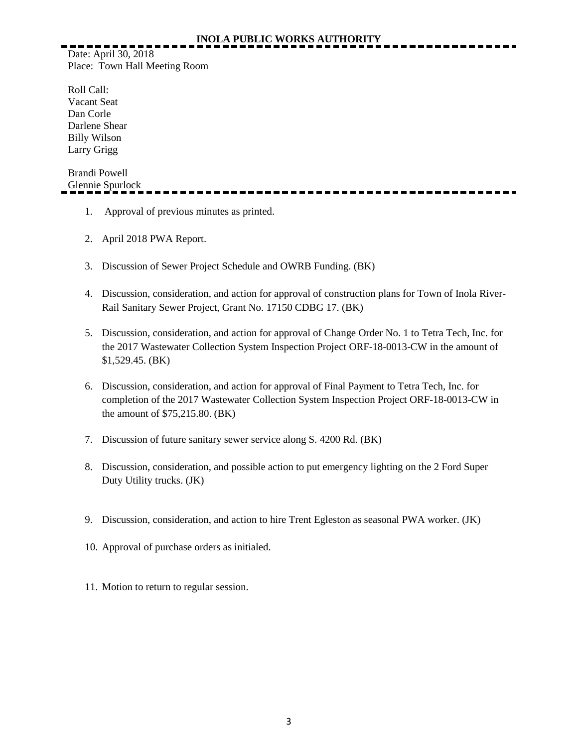**INOLA PUBLIC WORKS AUTHORITY**

Date: April 30, 2018
Place: Town Hall Meeting Room

Roll Call:
Vacant Seat
Dan Corle
Darlene Shear
Billy Wilson
Larry Grigg

Brandi Powell
Glennie Spurlock

1. Approval of previous minutes as printed.
2. April 2018 PWA Report.
3. Discussion of Sewer Project Schedule and OWRB Funding. (BK)
4. Discussion, consideration, and action for approval of construction plans for Town of Inola River-Rail Sanitary Sewer Project, Grant No. 17150 CDBG 17. (BK)
5. Discussion, consideration, and action for approval of Change Order No. 1 to Tetra Tech, Inc. for the 2017 Wastewater Collection System Inspection Project ORF-18-0013-CW in the amount of $1,529.45. (BK)
6. Discussion, consideration, and action for approval of Final Payment to Tetra Tech, Inc. for completion of the 2017 Wastewater Collection System Inspection Project ORF-18-0013-CW in the amount of $75,215.80. (BK)
7. Discussion of future sanitary sewer service along S. 4200 Rd. (BK)
8. Discussion, consideration, and possible action to put emergency lighting on the 2 Ford Super Duty Utility trucks. (JK)
9. Discussion, consideration, and action to hire Trent Egleston as seasonal PWA worker. (JK)
10. Approval of purchase orders as initialed.
11. Motion to return to regular session.